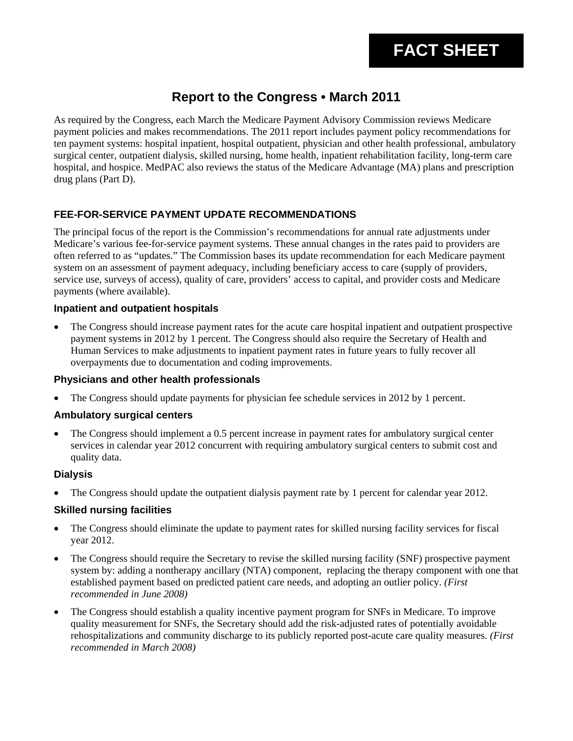# FACT SHEET

## Report to the Congress • March 2011

As required by the Congress, each March the Medicare Payment Advisory Commission reviews Medicare payment policies and makes recommendations. The 2011 report includes payment policy recommendations for ten payment systems: hospital inpatient, hospital outpatient, physician and other health professional, ambulatory surgical center, outpatient dialysis, skilled nursing, home health, inpatient rehabilitation facility, long-term care hospital, and hospice. MedPAC also reviews the status of the Medicare Advantage (MA) plans and prescription drug plans (Part D).

### FEE-FOR-SERVICE PAYMENT UPDATE RECOMMENDATIONS

The principal focus of the report is the Commission's recommendations for annual rate adjustments under Medicare's various fee-for-service payment systems. These annual changes in the rates paid to providers are often referred to as "updates." The Commission bases its update recommendation for each Medicare payment system on an assessment of payment adequacy, including beneficiary access to care (supply of providers, service use, surveys of access), quality of care, providers' access to capital, and provider costs and Medicare payments (where available).

#### Inpatient and outpatient hospitals

- The Congress should increase payment rates for the acute care hospital inpatient and outpatient prospective payment systems in 2012 by 1 percent. The Congress should also require the Secretary of Health and Human Services to make adjustments to inpatient payment rates in future years to fully recover all overpayments due to documentation and coding improvements.

#### Physicians and other health professionals

- The Congress should update payments for physician fee schedule services in 2012 by 1 percent.

#### Ambulatory surgical centers

- The Congress should implement a 0.5 percent increase in payment rates for ambulatory surgical center services in calendar year 2012 concurrent with requiring ambulatory surgical centers to submit cost and quality data.

#### Dialysis

- The Congress should update the outpatient dialysis payment rate by 1 percent for calendar year 2012.

#### Skilled nursing facilities

- The Congress should eliminate the update to payment rates for skilled nursing facility services for fiscal year 2012.
- The Congress should require the Secretary to revise the skilled nursing facility (SNF) prospective payment system by: adding a nontherapy ancillary (NTA) component, replacing the therapy component with one that established payment based on predicted patient care needs, and adopting an outlier policy. *(First recommended in June 2008)*
- The Congress should establish a quality incentive payment program for SNFs in Medicare. To improve quality measurement for SNFs, the Secretary should add the risk-adjusted rates of potentially avoidable rehospitalizations and community discharge to its publicly reported post-acute care quality measures. *(First recommended in March 2008)*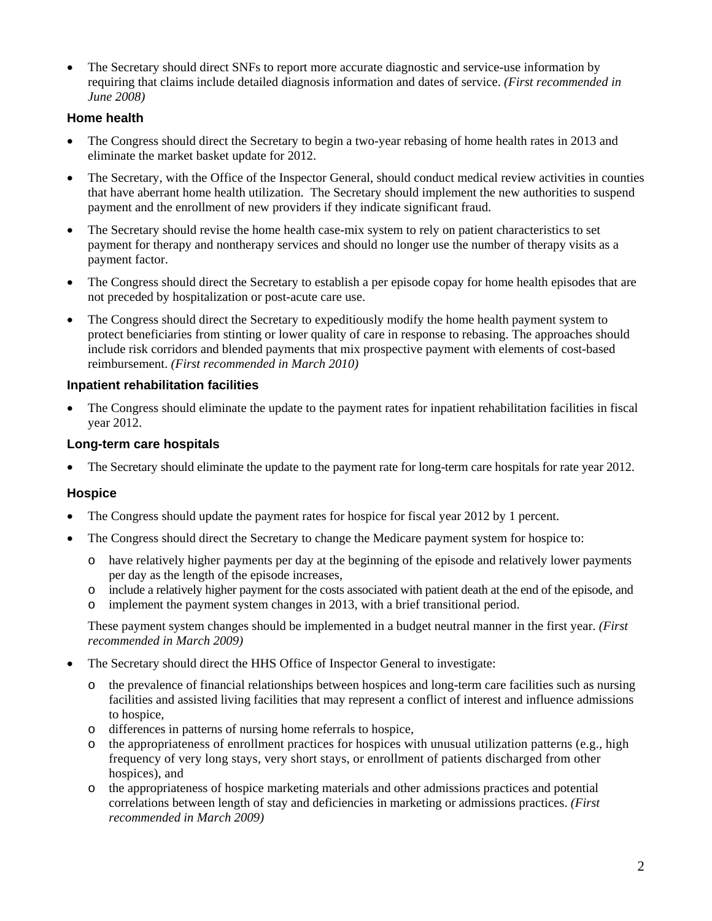- The Secretary should direct SNFs to report more accurate diagnostic and service-use information by requiring that claims include detailed diagnosis information and dates of service. *(First recommended in June 2008)*

### Home health

- The Congress should direct the Secretary to begin a two-year rebasing of home health rates in 2013 and eliminate the market basket update for 2012.
- The Secretary, with the Office of the Inspector General, should conduct medical review activities in counties that have aberrant home health utilization. The Secretary should implement the new authorities to suspend payment and the enrollment of new providers if they indicate significant fraud.
- The Secretary should revise the home health case-mix system to rely on patient characteristics to set payment for therapy and nontherapy services and should no longer use the number of therapy visits as a payment factor.
- The Congress should direct the Secretary to establish a per episode copay for home health episodes that are not preceded by hospitalization or post-acute care use.
- The Congress should direct the Secretary to expeditiously modify the home health payment system to protect beneficiaries from stinting or lower quality of care in response to rebasing. The approaches should include risk corridors and blended payments that mix prospective payment with elements of cost-based reimbursement. *(First recommended in March 2010)*

### Inpatient rehabilitation facilities

- The Congress should eliminate the update to the payment rates for inpatient rehabilitation facilities in fiscal year 2012.

### Long-term care hospitals

- The Secretary should eliminate the update to the payment rate for long-term care hospitals for rate year 2012.

### Hospice

- The Congress should update the payment rates for hospice for fiscal year 2012 by 1 percent.
- The Congress should direct the Secretary to change the Medicare payment system for hospice to:
  - have relatively higher payments per day at the beginning of the episode and relatively lower payments per day as the length of the episode increases,
  - include a relatively higher payment for the costs associated with patient death at the end of the episode, and
  - implement the payment system changes in 2013, with a brief transitional period.

  These payment system changes should be implemented in a budget neutral manner in the first year. *(First recommended in March 2009)*
- The Secretary should direct the HHS Office of Inspector General to investigate:
  - the prevalence of financial relationships between hospices and long-term care facilities such as nursing facilities and assisted living facilities that may represent a conflict of interest and influence admissions to hospice,
  - differences in patterns of nursing home referrals to hospice,
  - the appropriateness of enrollment practices for hospices with unusual utilization patterns (e.g., high frequency of very long stays, very short stays, or enrollment of patients discharged from other hospices), and
  - the appropriateness of hospice marketing materials and other admissions practices and potential correlations between length of stay and deficiencies in marketing or admissions practices. *(First recommended in March 2009)*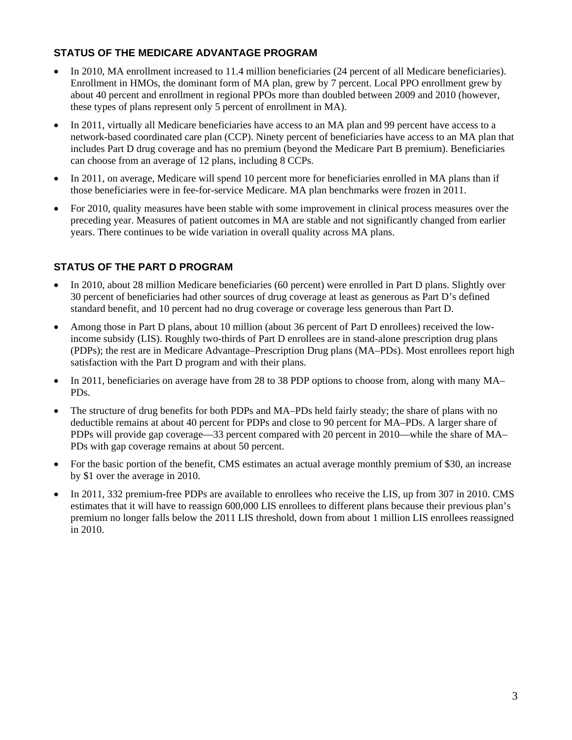## STATUS OF THE MEDICARE ADVANTAGE PROGRAM

- In 2010, MA enrollment increased to 11.4 million beneficiaries (24 percent of all Medicare beneficiaries). Enrollment in HMOs, the dominant form of MA plan, grew by 7 percent. Local PPO enrollment grew by about 40 percent and enrollment in regional PPOs more than doubled between 2009 and 2010 (however, these types of plans represent only 5 percent of enrollment in MA).
- In 2011, virtually all Medicare beneficiaries have access to an MA plan and 99 percent have access to a network-based coordinated care plan (CCP). Ninety percent of beneficiaries have access to an MA plan that includes Part D drug coverage and has no premium (beyond the Medicare Part B premium). Beneficiaries can choose from an average of 12 plans, including 8 CCPs.
- In 2011, on average, Medicare will spend 10 percent more for beneficiaries enrolled in MA plans than if those beneficiaries were in fee-for-service Medicare. MA plan benchmarks were frozen in 2011.
- For 2010, quality measures have been stable with some improvement in clinical process measures over the preceding year. Measures of patient outcomes in MA are stable and not significantly changed from earlier years. There continues to be wide variation in overall quality across MA plans.

## STATUS OF THE PART D PROGRAM

- In 2010, about 28 million Medicare beneficiaries (60 percent) were enrolled in Part D plans. Slightly over 30 percent of beneficiaries had other sources of drug coverage at least as generous as Part D's defined standard benefit, and 10 percent had no drug coverage or coverage less generous than Part D.
- Among those in Part D plans, about 10 million (about 36 percent of Part D enrollees) received the low-income subsidy (LIS). Roughly two-thirds of Part D enrollees are in stand-alone prescription drug plans (PDPs); the rest are in Medicare Advantage–Prescription Drug plans (MA–PDs). Most enrollees report high satisfaction with the Part D program and with their plans.
- In 2011, beneficiaries on average have from 28 to 38 PDP options to choose from, along with many MA–PDs.
- The structure of drug benefits for both PDPs and MA–PDs held fairly steady; the share of plans with no deductible remains at about 40 percent for PDPs and close to 90 percent for MA–PDs. A larger share of PDPs will provide gap coverage—33 percent compared with 20 percent in 2010—while the share of MA–PDs with gap coverage remains at about 50 percent.
- For the basic portion of the benefit, CMS estimates an actual average monthly premium of $30, an increase by $1 over the average in 2010.
- In 2011, 332 premium-free PDPs are available to enrollees who receive the LIS, up from 307 in 2010. CMS estimates that it will have to reassign 600,000 LIS enrollees to different plans because their previous plan's premium no longer falls below the 2011 LIS threshold, down from about 1 million LIS enrollees reassigned in 2010.